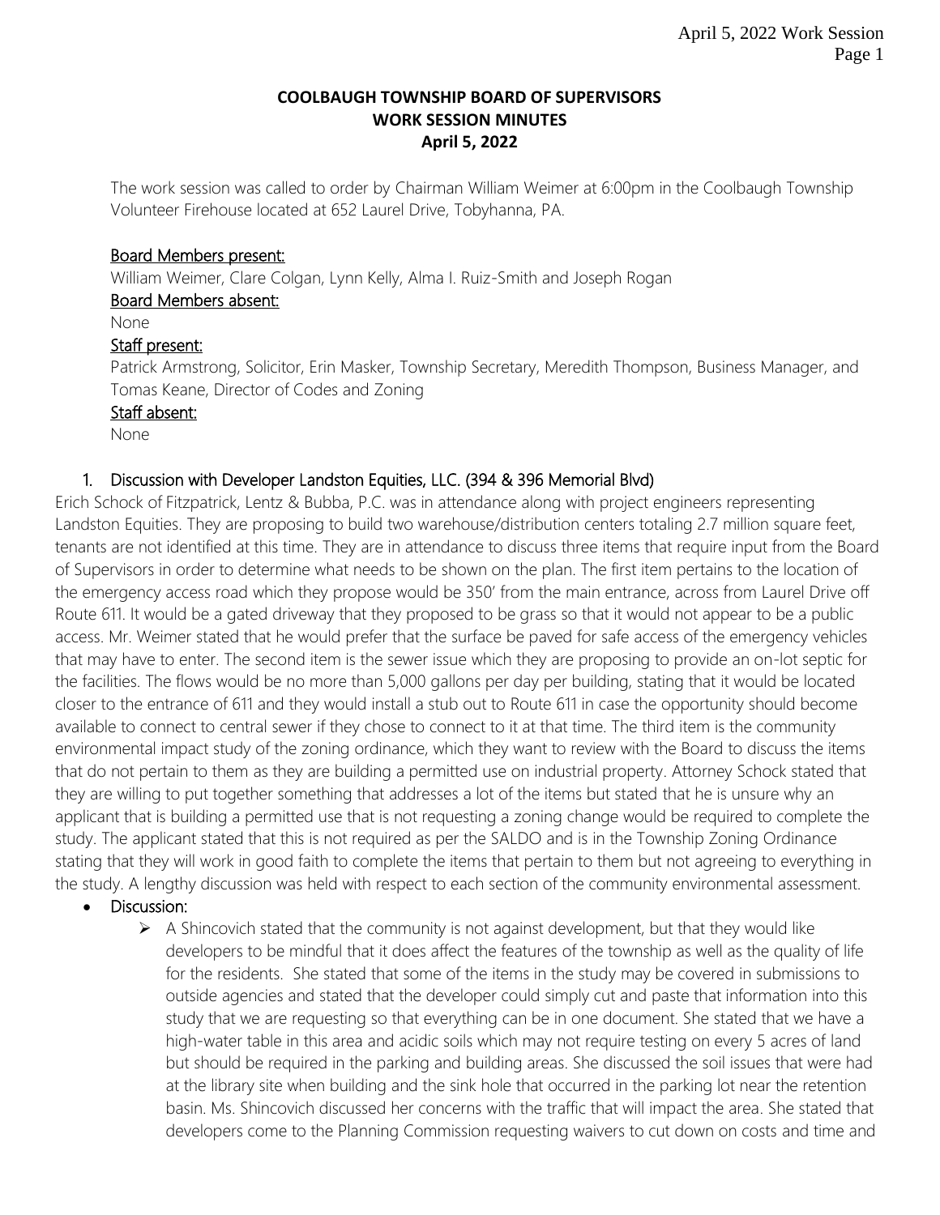# COOLBAUGH TOWNSHIP BOARD OF SUPERVISORS
## WORK SESSION MINUTES
### April 5, 2022

The work session was called to order by Chairman William Weimer at 6:00pm in the Coolbaugh Township Volunteer Firehouse located at 652 Laurel Drive, Tobyhanna, PA.

**Board Members present:**
William Weimer, Clare Colgan, Lynn Kelly, Alma I. Ruiz-Smith and Joseph Rogan

**Board Members absent:**
None

**Staff present:**
Patrick Armstrong, Solicitor, Erin Masker, Township Secretary, Meredith Thompson, Business Manager, and Tomas Keane, Director of Codes and Zoning

**Staff absent:**
None

1. Discussion with Developer Landston Equities, LLC. (394 & 396 Memorial Blvd)

Erich Schock of Fitzpatrick, Lentz & Bubba, P.C. was in attendance along with project engineers representing Landston Equities. They are proposing to build two warehouse/distribution centers totaling 2.7 million square feet, tenants are not identified at this time. They are in attendance to discuss three items that require input from the Board of Supervisors in order to determine what needs to be shown on the plan. The first item pertains to the location of the emergency access road which they propose would be 350' from the main entrance, across from Laurel Drive off Route 611. It would be a gated driveway that they proposed to be grass so that it would not appear to be a public access. Mr. Weimer stated that he would prefer that the surface be paved for safe access of the emergency vehicles that may have to enter. The second item is the sewer issue which they are proposing to provide an on-lot septic for the facilities. The flows would be no more than 5,000 gallons per day per building, stating that it would be located closer to the entrance of 611 and they would install a stub out to Route 611 in case the opportunity should become available to connect to central sewer if they chose to connect to it at that time. The third item is the community environmental impact study of the zoning ordinance, which they want to review with the Board to discuss the items that do not pertain to them as they are building a permitted use on industrial property. Attorney Schock stated that they are willing to put together something that addresses a lot of the items but stated that he is unsure why an applicant that is building a permitted use that is not requesting a zoning change would be required to complete the study. The applicant stated that this is not required as per the SALDO and is in the Township Zoning Ordinance stating that they will work in good faith to complete the items that pertain to them but not agreeing to everything in the study. A lengthy discussion was held with respect to each section of the community environmental assessment.

- Discussion:
  - A Shincovich stated that the community is not against development, but that they would like developers to be mindful that it does affect the features of the township as well as the quality of life for the residents. She stated that some of the items in the study may be covered in submissions to outside agencies and stated that the developer could simply cut and paste that information into this study that we are requesting so that everything can be in one document. She stated that we have a high-water table in this area and acidic soils which may not require testing on every 5 acres of land but should be required in the parking and building areas. She discussed the soil issues that were had at the library site when building and the sink hole that occurred in the parking lot near the retention basin. Ms. Shincovich discussed her concerns with the traffic that will impact the area. She stated that developers come to the Planning Commission requesting waivers to cut down on costs and time and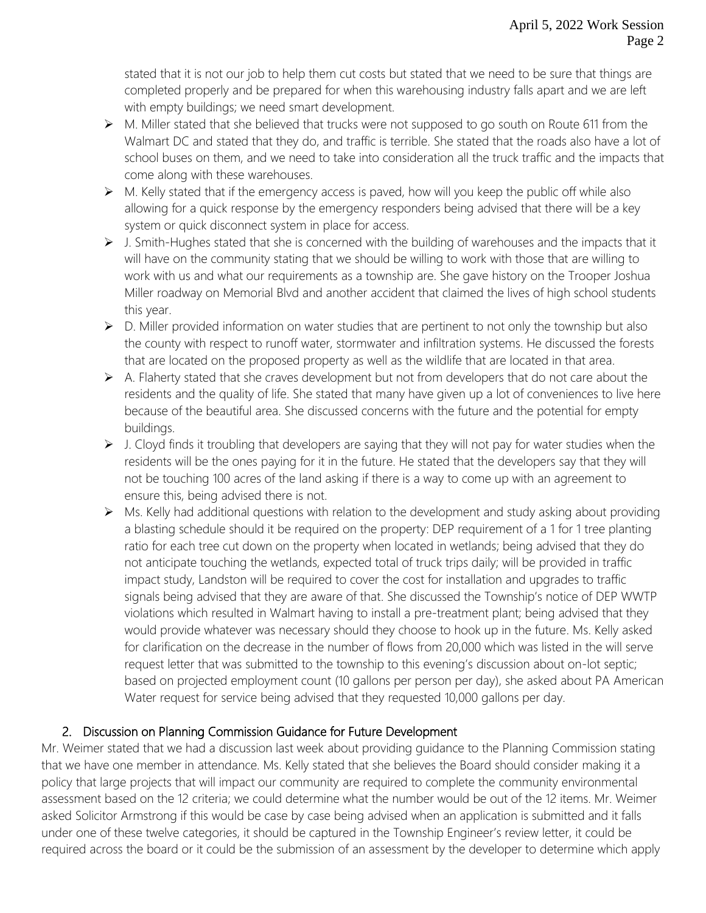stated that it is not our job to help them cut costs but stated that we need to be sure that things are completed properly and be prepared for when this warehousing industry falls apart and we are left with empty buildings; we need smart development.

- M. Miller stated that she believed that trucks were not supposed to go south on Route 611 from the Walmart DC and stated that they do, and traffic is terrible. She stated that the roads also have a lot of school buses on them, and we need to take into consideration all the truck traffic and the impacts that come along with these warehouses.
- M. Kelly stated that if the emergency access is paved, how will you keep the public off while also allowing for a quick response by the emergency responders being advised that there will be a key system or quick disconnect system in place for access.
- J. Smith-Hughes stated that she is concerned with the building of warehouses and the impacts that it will have on the community stating that we should be willing to work with those that are willing to work with us and what our requirements as a township are. She gave history on the Trooper Joshua Miller roadway on Memorial Blvd and another accident that claimed the lives of high school students this year.
- D. Miller provided information on water studies that are pertinent to not only the township but also the county with respect to runoff water, stormwater and infiltration systems. He discussed the forests that are located on the proposed property as well as the wildlife that are located in that area.
- A. Flaherty stated that she craves development but not from developers that do not care about the residents and the quality of life. She stated that many have given up a lot of conveniences to live here because of the beautiful area. She discussed concerns with the future and the potential for empty buildings.
- J. Cloyd finds it troubling that developers are saying that they will not pay for water studies when the residents will be the ones paying for it in the future. He stated that the developers say that they will not be touching 100 acres of the land asking if there is a way to come up with an agreement to ensure this, being advised there is not.
- Ms. Kelly had additional questions with relation to the development and study asking about providing a blasting schedule should it be required on the property: DEP requirement of a 1 for 1 tree planting ratio for each tree cut down on the property when located in wetlands; being advised that they do not anticipate touching the wetlands, expected total of truck trips daily; will be provided in traffic impact study, Landston will be required to cover the cost for installation and upgrades to traffic signals being advised that they are aware of that. She discussed the Township's notice of DEP WWTP violations which resulted in Walmart having to install a pre-treatment plant; being advised that they would provide whatever was necessary should they choose to hook up in the future. Ms. Kelly asked for clarification on the decrease in the number of flows from 20,000 which was listed in the will serve request letter that was submitted to the township to this evening's discussion about on-lot septic; based on projected employment count (10 gallons per person per day), she asked about PA American Water request for service being advised that they requested 10,000 gallons per day.

## 2. Discussion on Planning Commission Guidance for Future Development

Mr. Weimer stated that we had a discussion last week about providing guidance to the Planning Commission stating that we have one member in attendance. Ms. Kelly stated that she believes the Board should consider making it a policy that large projects that will impact our community are required to complete the community environmental assessment based on the 12 criteria; we could determine what the number would be out of the 12 items. Mr. Weimer asked Solicitor Armstrong if this would be case by case being advised when an application is submitted and it falls under one of these twelve categories, it should be captured in the Township Engineer's review letter, it could be required across the board or it could be the submission of an assessment by the developer to determine which apply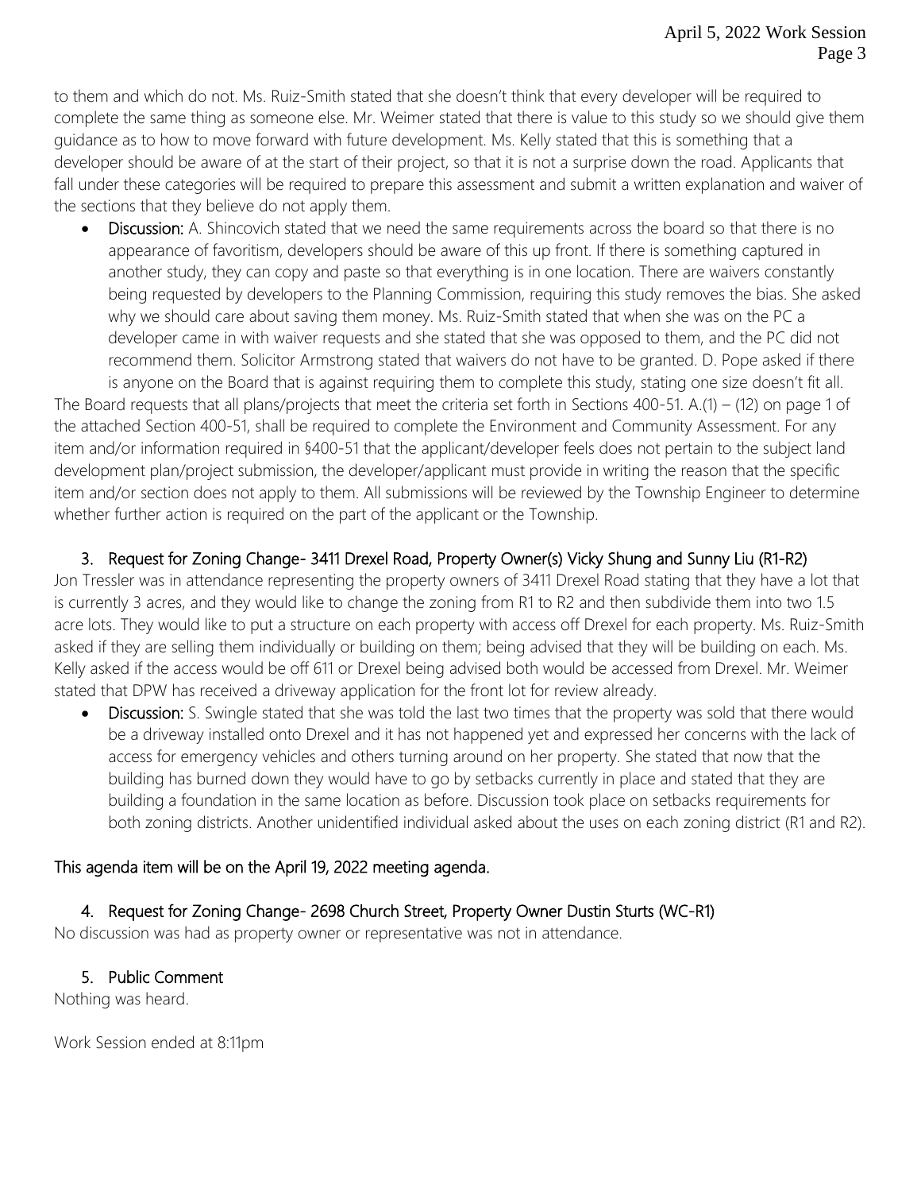to them and which do not. Ms. Ruiz-Smith stated that she doesn't think that every developer will be required to complete the same thing as someone else. Mr. Weimer stated that there is value to this study so we should give them guidance as to how to move forward with future development. Ms. Kelly stated that this is something that a developer should be aware of at the start of their project, so that it is not a surprise down the road. Applicants that fall under these categories will be required to prepare this assessment and submit a written explanation and waiver of the sections that they believe do not apply them.

- **Discussion:** A. Shincovich stated that we need the same requirements across the board so that there is no appearance of favoritism, developers should be aware of this up front. If there is something captured in another study, they can copy and paste so that everything is in one location. There are waivers constantly being requested by developers to the Planning Commission, requiring this study removes the bias. She asked why we should care about saving them money. Ms. Ruiz-Smith stated that when she was on the PC a developer came in with waiver requests and she stated that she was opposed to them, and the PC did not recommend them. Solicitor Armstrong stated that waivers do not have to be granted. D. Pope asked if there is anyone on the Board that is against requiring them to complete this study, stating one size doesn't fit all.

The Board requests that all plans/projects that meet the criteria set forth in Sections 400-51. A.(1) – (12) on page 1 of the attached Section 400-51, shall be required to complete the Environment and Community Assessment. For any item and/or information required in §400-51 that the applicant/developer feels does not pertain to the subject land development plan/project submission, the developer/applicant must provide in writing the reason that the specific item and/or section does not apply to them. All submissions will be reviewed by the Township Engineer to determine whether further action is required on the part of the applicant or the Township.

### 3. Request for Zoning Change- 3411 Drexel Road, Property Owner(s) Vicky Shung and Sunny Liu (R1-R2)

Jon Tressler was in attendance representing the property owners of 3411 Drexel Road stating that they have a lot that is currently 3 acres, and they would like to change the zoning from R1 to R2 and then subdivide them into two 1.5 acre lots. They would like to put a structure on each property with access off Drexel for each property. Ms. Ruiz-Smith asked if they are selling them individually or building on them; being advised that they will be building on each. Ms. Kelly asked if the access would be off 611 or Drexel being advised both would be accessed from Drexel. Mr. Weimer stated that DPW has received a driveway application for the front lot for review already.

- **Discussion:** S. Swingle stated that she was told the last two times that the property was sold that there would be a driveway installed onto Drexel and it has not happened yet and expressed her concerns with the lack of access for emergency vehicles and others turning around on her property. She stated that now that the building has burned down they would have to go by setbacks currently in place and stated that they are building a foundation in the same location as before. Discussion took place on setbacks requirements for both zoning districts. Another unidentified individual asked about the uses on each zoning district (R1 and R2).

**This agenda item will be on the April 19, 2022 meeting agenda.**

### 4. Request for Zoning Change- 2698 Church Street, Property Owner Dustin Sturts (WC-R1)

No discussion was had as property owner or representative was not in attendance.

### 5. Public Comment

Nothing was heard.

Work Session ended at 8:11pm